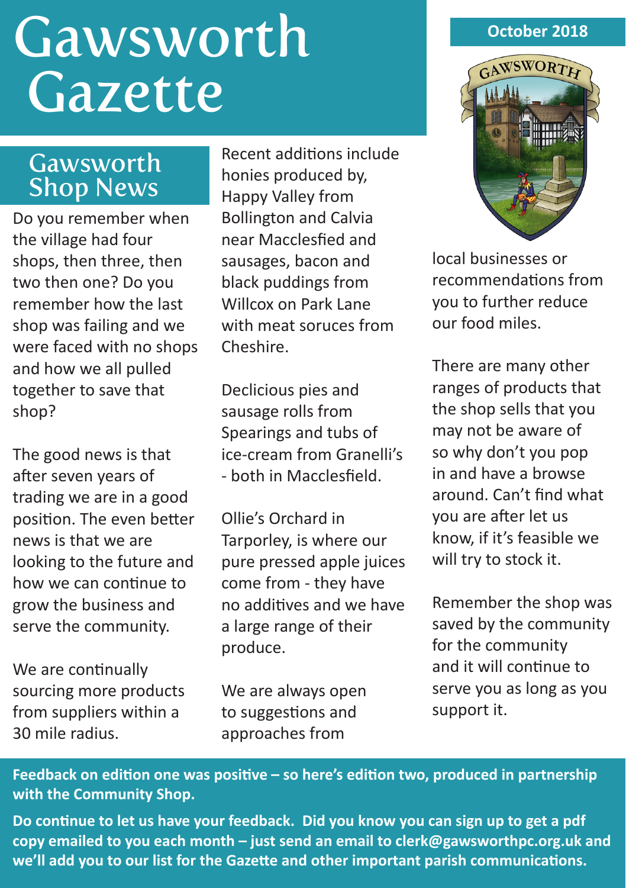# Gawsworth Gazette

October 2018

## Gawsworth Shop News

Do you remember when the village had four shops, then three, then two then one? Do you remember how the last shop was failing and we were faced with no shops and how we all pulled together to save that shop?

The good news is that after seven years of trading we are in a good position. The even better news is that we are looking to the future and how we can continue to grow the business and serve the community.

We are continually sourcing more products from suppliers within a 30 mile radius.

Recent additions include honies produced by, Happy Valley from Bollington and Calvia near Macclesfied and sausages, bacon and black puddings from Willcox on Park Lane with meat soruces from Cheshire.

Declicious pies and sausage rolls from Spearings and tubs of ice-cream from Granelli's - both in Macclesfield.

Ollie's Orchard in Tarporley, is where our pure pressed apple juices come from - they have no additives and we have a large range of their produce.

We are always open to suggestions and approaches from local businesses or recommendations from you to further reduce our food miles.

There are many other ranges of products that the shop sells that you may not be aware of so why don't you pop in and have a browse around. Can't find what you are after let us know, if it's feasible we will try to stock it.

Remember the shop was saved by the community for the community and it will continue to serve you as long as you support it.

**Feedback on edition one was positive – so here's edition two, produced in partnership with the Community Shop.**

**Do continue to let us have your feedback. Did you know you can sign up to get a pdf copy emailed to you each month – just send an email to clerk@gawsworthpc.org.uk and we'll add you to our list for the Gazette and other important parish communications.**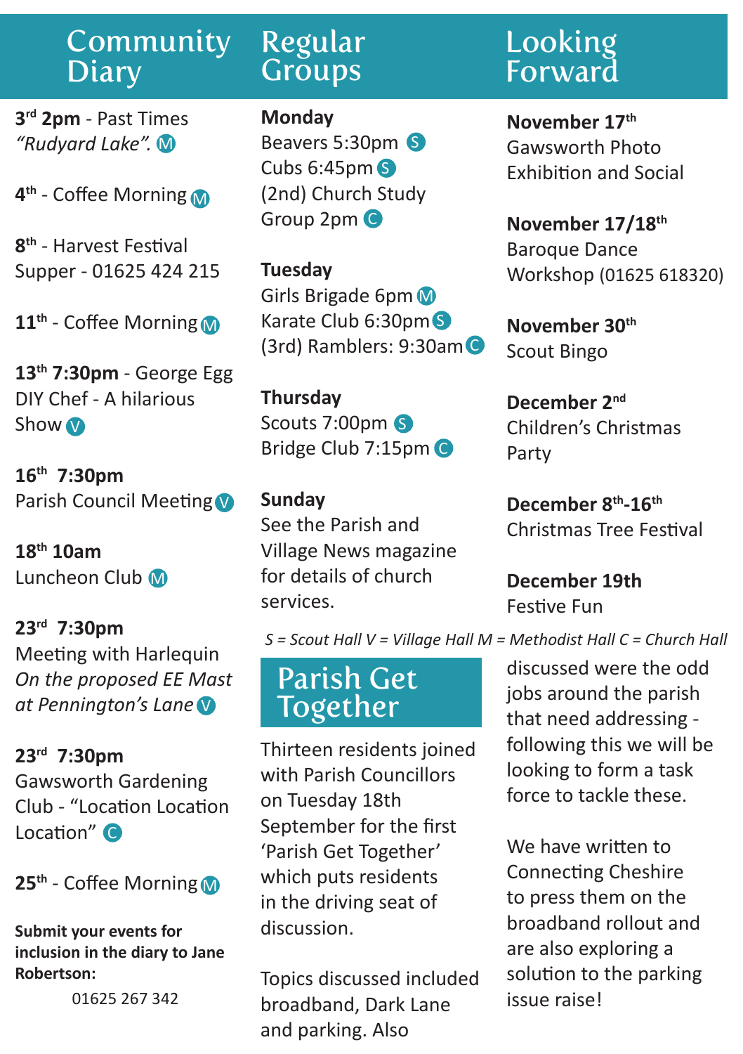## Community Diary

**3rd 2pm** - Past Times *"Rudyard Lake".* Ⓜ

**4th** - Coffee Morning Ⓜ

**8th** - Harvest Festival Supper - 01625 424 215

**11th** - Coffee Morning Ⓜ

**13th 7:30pm** - George Egg DIY Chef - A hilarious Show Ⓥ

**16th 7:30pm**
Parish Council Meeting Ⓥ

**18th 10am**
Luncheon Club Ⓜ

**23rd 7:30pm**
Meeting with Harlequin *On the proposed EE Mast at Pennington's Lane* Ⓥ

**23rd 7:30pm**
Gawsworth Gardening Club - "Location Location Location" Ⓒ

**25th** - Coffee Morning Ⓜ

**Submit your events for inclusion in the diary to Jane Robertson:**
01625 267 342

## Regular Groups

**Monday**
Beavers 5:30pm Ⓢ
Cubs 6:45pm Ⓢ
(2nd) Church Study Group 2pm Ⓒ

**Tuesday**
Girls Brigade 6pm Ⓜ
Karate Club 6:30pm Ⓢ
(3rd) Ramblers: 9:30am Ⓒ

**Thursday**
Scouts 7:00pm Ⓢ
Bridge Club 7:15pm Ⓒ

**Sunday**
See the Parish and Village News magazine for details of church services.

## Looking Forward

**November 17th**
Gawsworth Photo Exhibition and Social

**November 17/18th**
Baroque Dance Workshop (01625 618320)

**November 30th**
Scout Bingo

**December 2nd**
Children's Christmas Party

**December 8th-16th**
Christmas Tree Festival

**December 19th**
Festive Fun

*S = Scout Hall V = Village Hall M = Methodist Hall C = Church Hall*

## Parish Get Together

Thirteen residents joined with Parish Councillors on Tuesday 18th September for the first 'Parish Get Together' which puts residents in the driving seat of discussion.

Topics discussed included broadband, Dark Lane and parking. Also discussed were the odd jobs around the parish that need addressing - following this we will be looking to form a task force to tackle these.

We have written to Connecting Cheshire to press them on the broadband rollout and are also exploring a solution to the parking issue raise!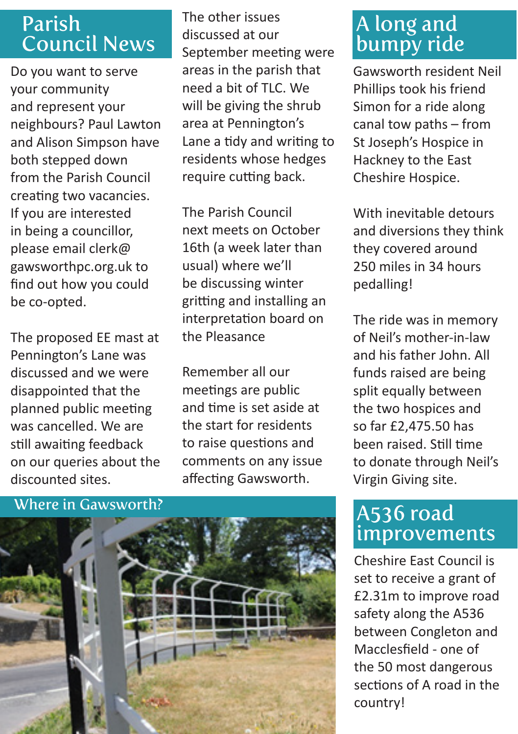# Parish Council News

Do you want to serve your community and represent your neighbours? Paul Lawton and Alison Simpson have both stepped down from the Parish Council creating two vacancies. If you are interested in being a councillor, please email clerk@gawsworthpc.org.uk to find out how you could be co-opted.

The proposed EE mast at Pennington's Lane was discussed and we were disappointed that the planned public meeting was cancelled. We are still awaiting feedback on our queries about the discounted sites.

The other issues discussed at our September meeting were areas in the parish that need a bit of TLC. We will be giving the shrub area at Pennington's Lane a tidy and writing to residents whose hedges require cutting back.

The Parish Council next meets on October 16th (a week later than usual) where we'll be discussing winter gritting and installing an interpretation board on the Pleasance

Remember all our meetings are public and time is set aside at the start for residents to raise questions and comments on any issue affecting Gawsworth.

## Where in Gawsworth?

# A long and bumpy ride

Gawsworth resident Neil Phillips took his friend Simon for a ride along canal tow paths – from St Joseph's Hospice in Hackney to the East Cheshire Hospice.

With inevitable detours and diversions they think they covered around 250 miles in 34 hours pedalling!

The ride was in memory of Neil's mother-in-law and his father John. All funds raised are being split equally between the two hospices and so far £2,475.50 has been raised. Still time to donate through Neil's Virgin Giving site.

# A536 road improvements

Cheshire East Council is set to receive a grant of £2.31m to improve road safety along the A536 between Congleton and Macclesfield - one of the 50 most dangerous sections of A road in the country!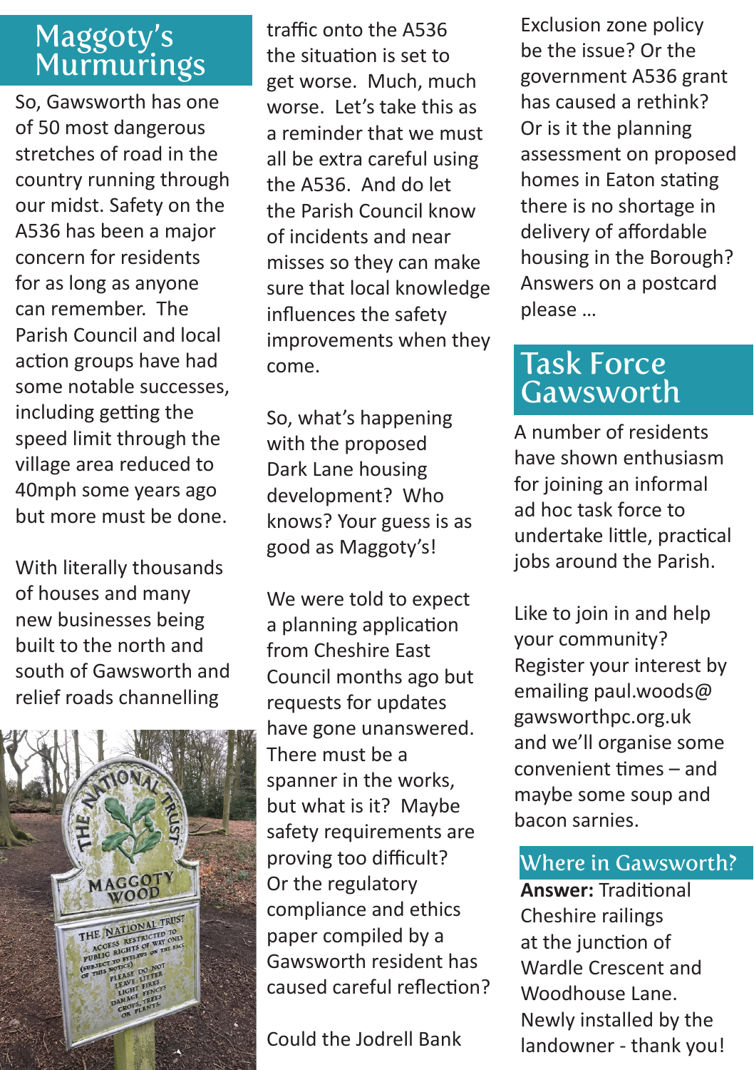## Maggoty's Murmurings

So, Gawsworth has one of 50 most dangerous stretches of road in the country running through our midst. Safety on the A536 has been a major concern for residents for as long as anyone can remember. The Parish Council and local action groups have had some notable successes, including getting the speed limit through the village area reduced to 40mph some years ago but more must be done.

With literally thousands of houses and many new businesses being built to the north and south of Gawsworth and relief roads channelling traffic onto the A536 the situation is set to get worse. Much, much worse. Let's take this as a reminder that we must all be extra careful using the A536. And do let the Parish Council know of incidents and near misses so they can make sure that local knowledge influences the safety improvements when they come.

So, what's happening with the proposed Dark Lane housing development? Who knows? Your guess is as good as Maggoty's!

We were told to expect a planning application from Cheshire East Council months ago but requests for updates have gone unanswered. There must be a spanner in the works, but what is it? Maybe safety requirements are proving too difficult? Or the regulatory compliance and ethics paper compiled by a Gawsworth resident has caused careful reflection?

Could the Jodrell Bank Exclusion zone policy be the issue? Or the government A536 grant has caused a rethink? Or is it the planning assessment on proposed homes in Eaton stating there is no shortage in delivery of affordable housing in the Borough? Answers on a postcard please …

## Task Force Gawsworth

A number of residents have shown enthusiasm for joining an informal ad hoc task force to undertake little, practical jobs around the Parish.

Like to join in and help your community? Register your interest by emailing paul.woods@gawsworthpc.org.uk and we'll organise some convenient times – and maybe some soup and bacon sarnies.

### Where in Gawsworth?

**Answer:** Traditional Cheshire railings at the junction of Wardle Crescent and Woodhouse Lane. Newly installed by the landowner - thank you!